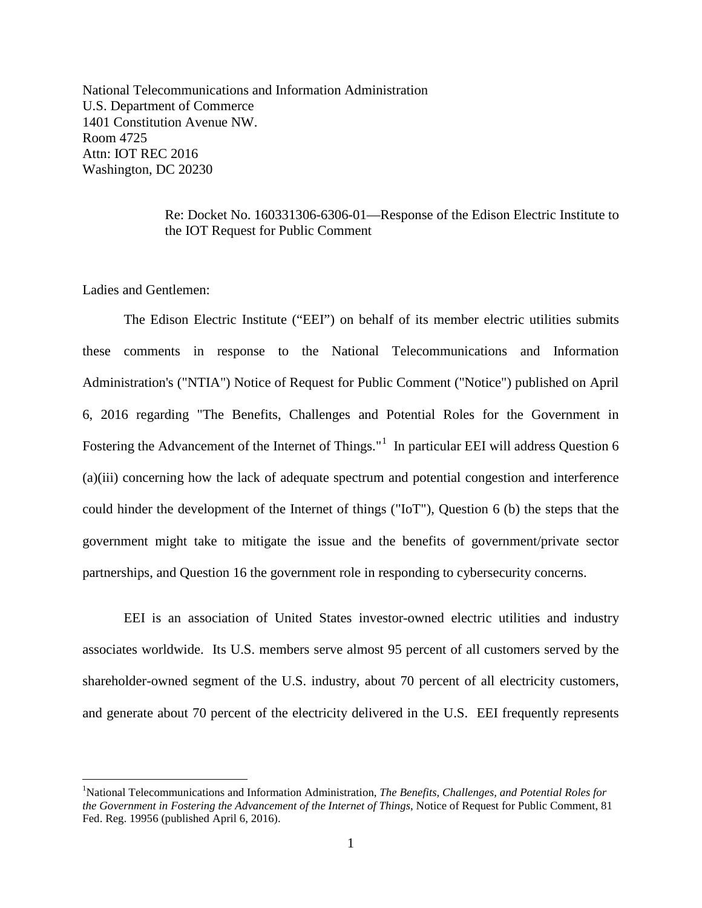National Telecommunications and Information Administration
U.S. Department of Commerce
1401 Constitution Avenue NW.
Room 4725
Attn: IOT REC 2016
Washington, DC 20230

Re: Docket No. 160331306-6306-01—Response of the Edison Electric Institute to the IOT Request for Public Comment

Ladies and Gentlemen:

The Edison Electric Institute ("EEI") on behalf of its member electric utilities submits these comments in response to the National Telecommunications and Information Administration's ("NTIA") Notice of Request for Public Comment ("Notice") published on April 6, 2016 regarding "The Benefits, Challenges and Potential Roles for the Government in Fostering the Advancement of the Internet of Things."[1] In particular EEI will address Question 6 (a)(iii) concerning how the lack of adequate spectrum and potential congestion and interference could hinder the development of the Internet of things ("IoT"), Question 6 (b) the steps that the government might take to mitigate the issue and the benefits of government/private sector partnerships, and Question 16 the government role in responding to cybersecurity concerns.

EEI is an association of United States investor-owned electric utilities and industry associates worldwide. Its U.S. members serve almost 95 percent of all customers served by the shareholder-owned segment of the U.S. industry, about 70 percent of all electricity customers, and generate about 70 percent of the electricity delivered in the U.S. EEI frequently represents

---

[1] National Telecommunications and Information Administration, *The Benefits, Challenges, and Potential Roles for the Government in Fostering the Advancement of the Internet of Things*, Notice of Request for Public Comment, 81 Fed. Reg. 19956 (published April 6, 2016).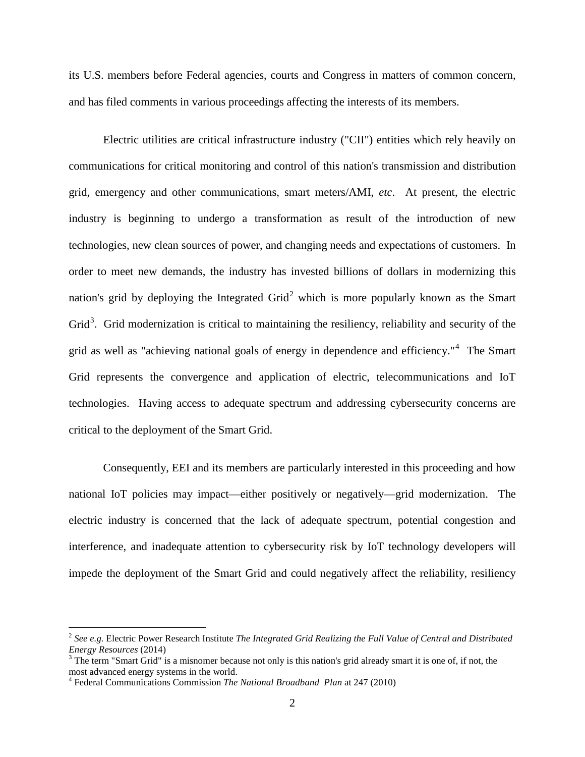its U.S. members before Federal agencies, courts and Congress in matters of common concern, and has filed comments in various proceedings affecting the interests of its members.

Electric utilities are critical infrastructure industry ("CII") entities which rely heavily on communications for critical monitoring and control of this nation's transmission and distribution grid, emergency and other communications, smart meters/AMI, *etc*. At present, the electric industry is beginning to undergo a transformation as result of the introduction of new technologies, new clean sources of power, and changing needs and expectations of customers. In order to meet new demands, the industry has invested billions of dollars in modernizing this nation's grid by deploying the Integrated Grid[2] which is more popularly known as the Smart Grid[3]. Grid modernization is critical to maintaining the resiliency, reliability and security of the grid as well as "achieving national goals of energy in dependence and efficiency."[4] The Smart Grid represents the convergence and application of electric, telecommunications and IoT technologies. Having access to adequate spectrum and addressing cybersecurity concerns are critical to the deployment of the Smart Grid.

Consequently, EEI and its members are particularly interested in this proceeding and how national IoT policies may impact—either positively or negatively—grid modernization. The electric industry is concerned that the lack of adequate spectrum, potential congestion and interference, and inadequate attention to cybersecurity risk by IoT technology developers will impede the deployment of the Smart Grid and could negatively affect the reliability, resiliency

---

[2] *See e.g.* Electric Power Research Institute *The Integrated Grid Realizing the Full Value of Central and Distributed Energy Resources* (2014)

[3] The term "Smart Grid" is a misnomer because not only is this nation's grid already smart it is one of, if not, the most advanced energy systems in the world.

[4] Federal Communications Commission *The National Broadband Plan* at 247 (2010)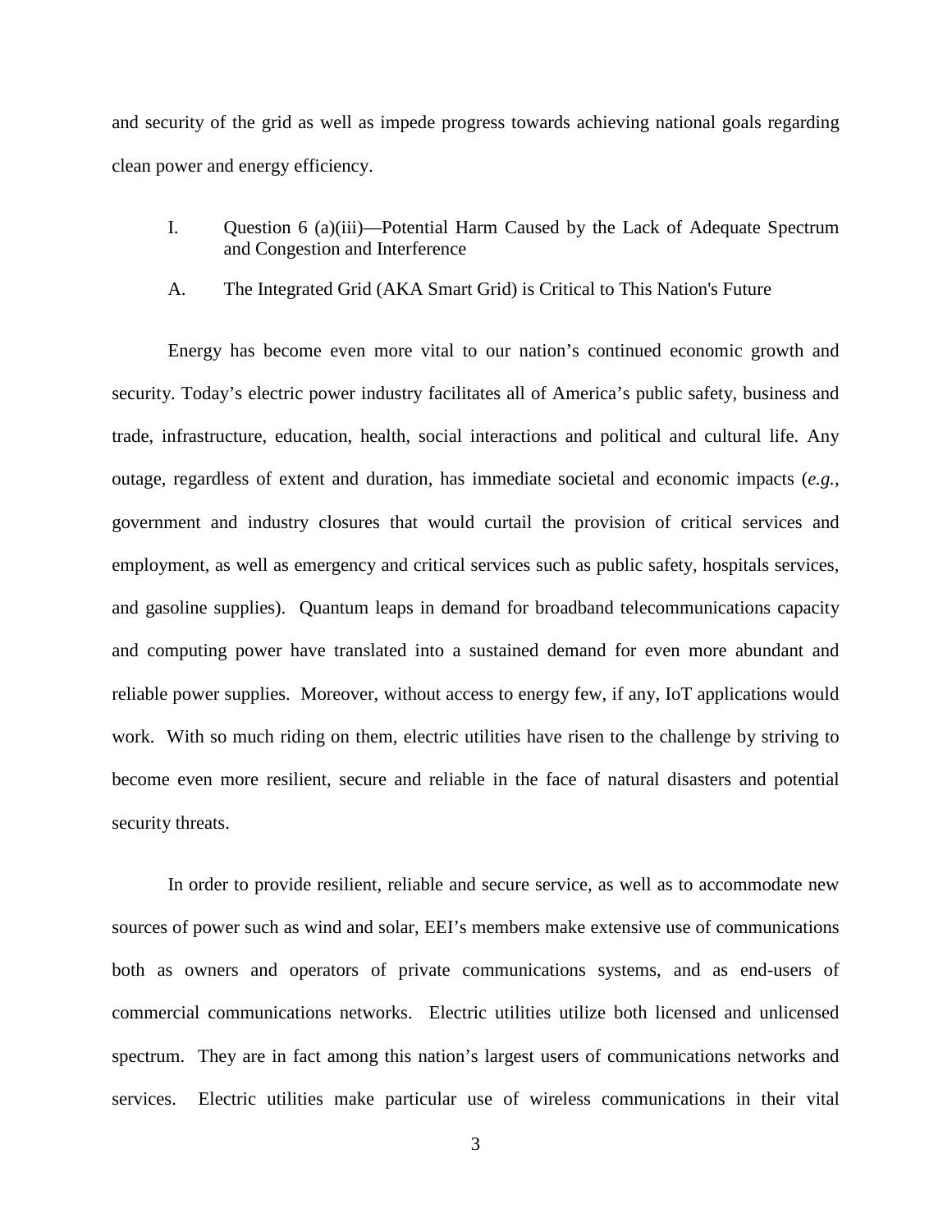and security of the grid as well as impede progress towards achieving national goals regarding clean power and energy efficiency.

## I. Question 6 (a)(iii)—Potential Harm Caused by the Lack of Adequate Spectrum and Congestion and Interference

### A. The Integrated Grid (AKA Smart Grid) is Critical to This Nation's Future

Energy has become even more vital to our nation's continued economic growth and security. Today's electric power industry facilitates all of America's public safety, business and trade, infrastructure, education, health, social interactions and political and cultural life. Any outage, regardless of extent and duration, has immediate societal and economic impacts (*e.g.*, government and industry closures that would curtail the provision of critical services and employment, as well as emergency and critical services such as public safety, hospitals services, and gasoline supplies). Quantum leaps in demand for broadband telecommunications capacity and computing power have translated into a sustained demand for even more abundant and reliable power supplies. Moreover, without access to energy few, if any, IoT applications would work. With so much riding on them, electric utilities have risen to the challenge by striving to become even more resilient, secure and reliable in the face of natural disasters and potential security threats.

In order to provide resilient, reliable and secure service, as well as to accommodate new sources of power such as wind and solar, EEI's members make extensive use of communications both as owners and operators of private communications systems, and as end-users of commercial communications networks. Electric utilities utilize both licensed and unlicensed spectrum. They are in fact among this nation's largest users of communications networks and services. Electric utilities make particular use of wireless communications in their vital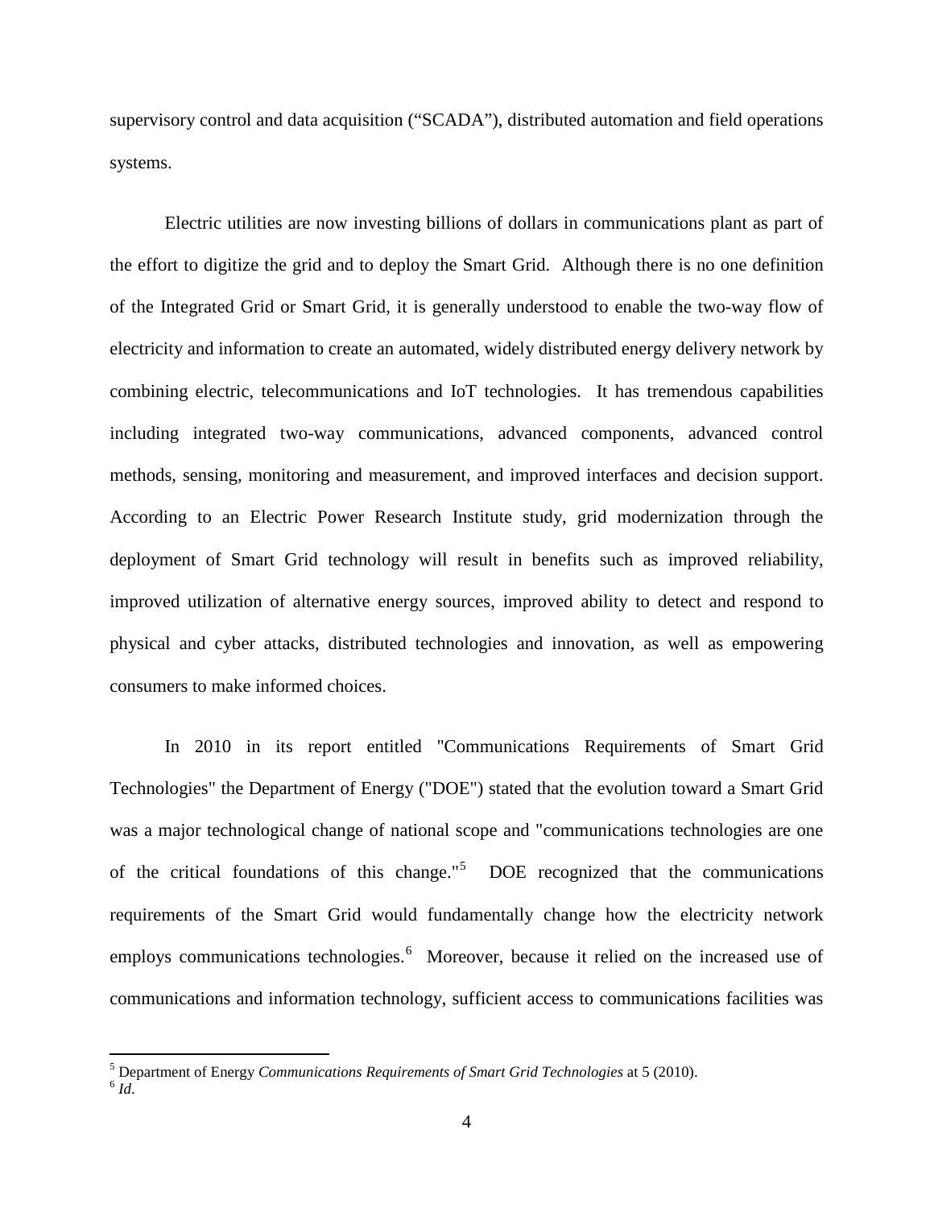supervisory control and data acquisition ("SCADA"), distributed automation and field operations systems.

Electric utilities are now investing billions of dollars in communications plant as part of the effort to digitize the grid and to deploy the Smart Grid. Although there is no one definition of the Integrated Grid or Smart Grid, it is generally understood to enable the two-way flow of electricity and information to create an automated, widely distributed energy delivery network by combining electric, telecommunications and IoT technologies. It has tremendous capabilities including integrated two-way communications, advanced components, advanced control methods, sensing, monitoring and measurement, and improved interfaces and decision support. According to an Electric Power Research Institute study, grid modernization through the deployment of Smart Grid technology will result in benefits such as improved reliability, improved utilization of alternative energy sources, improved ability to detect and respond to physical and cyber attacks, distributed technologies and innovation, as well as empowering consumers to make informed choices.

In 2010 in its report entitled "Communications Requirements of Smart Grid Technologies" the Department of Energy ("DOE") stated that the evolution toward a Smart Grid was a major technological change of national scope and "communications technologies are one of the critical foundations of this change."[5] DOE recognized that the communications requirements of the Smart Grid would fundamentally change how the electricity network employs communications technologies.[6] Moreover, because it relied on the increased use of communications and information technology, sufficient access to communications facilities was

---

[5] Department of Energy *Communications Requirements of Smart Grid Technologies* at 5 (2010).
[6] *Id*.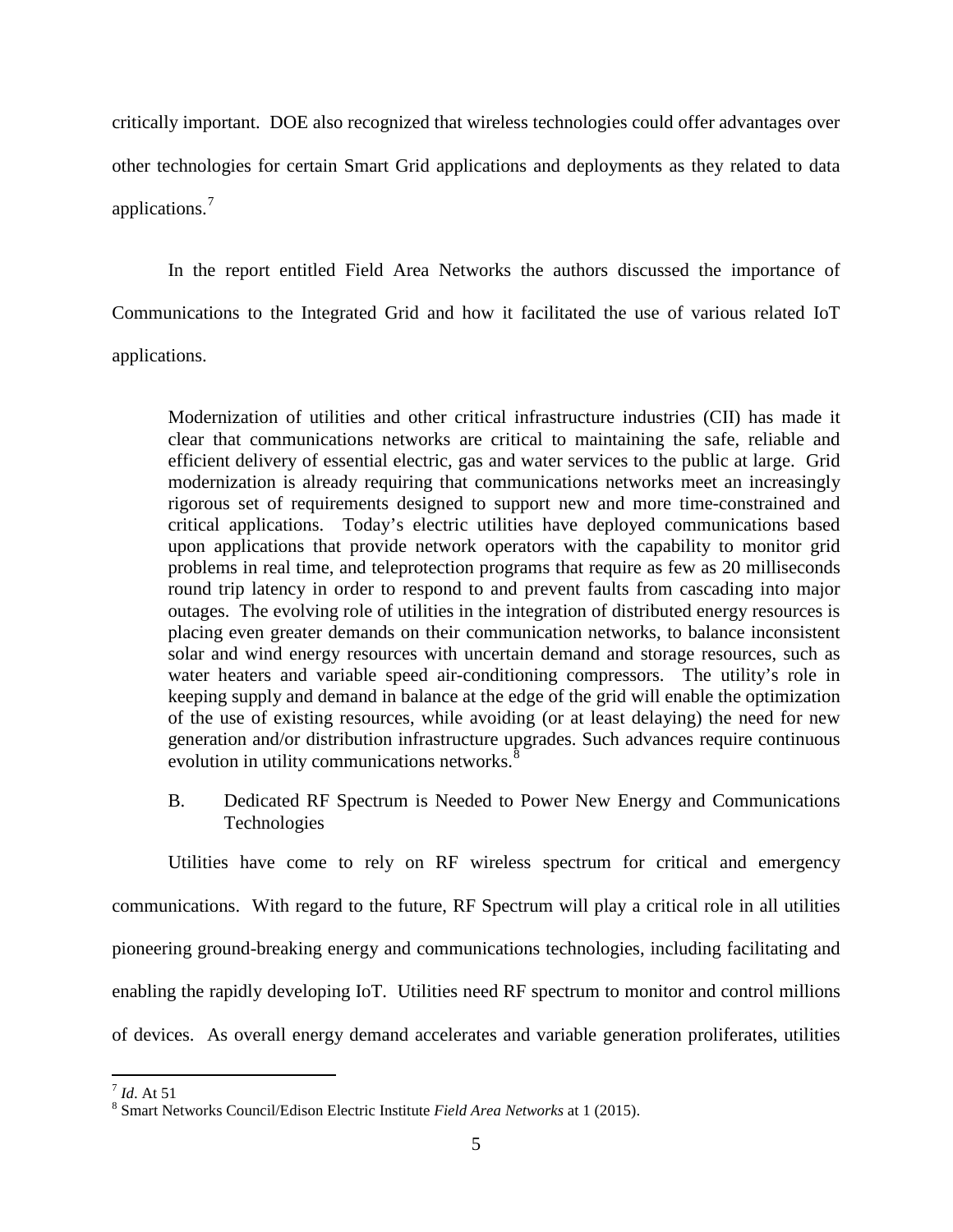critically important. DOE also recognized that wireless technologies could offer advantages over other technologies for certain Smart Grid applications and deployments as they related to data applications.[7]

In the report entitled Field Area Networks the authors discussed the importance of Communications to the Integrated Grid and how it facilitated the use of various related IoT applications.

> Modernization of utilities and other critical infrastructure industries (CII) has made it clear that communications networks are critical to maintaining the safe, reliable and efficient delivery of essential electric, gas and water services to the public at large. Grid modernization is already requiring that communications networks meet an increasingly rigorous set of requirements designed to support new and more time-constrained and critical applications. Today's electric utilities have deployed communications based upon applications that provide network operators with the capability to monitor grid problems in real time, and teleprotection programs that require as few as 20 milliseconds round trip latency in order to respond to and prevent faults from cascading into major outages. The evolving role of utilities in the integration of distributed energy resources is placing even greater demands on their communication networks, to balance inconsistent solar and wind energy resources with uncertain demand and storage resources, such as water heaters and variable speed air-conditioning compressors. The utility's role in keeping supply and demand in balance at the edge of the grid will enable the optimization of the use of existing resources, while avoiding (or at least delaying) the need for new generation and/or distribution infrastructure upgrades. Such advances require continuous evolution in utility communications networks.[8]

### B. Dedicated RF Spectrum is Needed to Power New Energy and Communications Technologies

Utilities have come to rely on RF wireless spectrum for critical and emergency communications. With regard to the future, RF Spectrum will play a critical role in all utilities pioneering ground-breaking energy and communications technologies, including facilitating and enabling the rapidly developing IoT. Utilities need RF spectrum to monitor and control millions of devices. As overall energy demand accelerates and variable generation proliferates, utilities

---

[7] *Id*. At 51

[8] Smart Networks Council/Edison Electric Institute *Field Area Networks* at 1 (2015).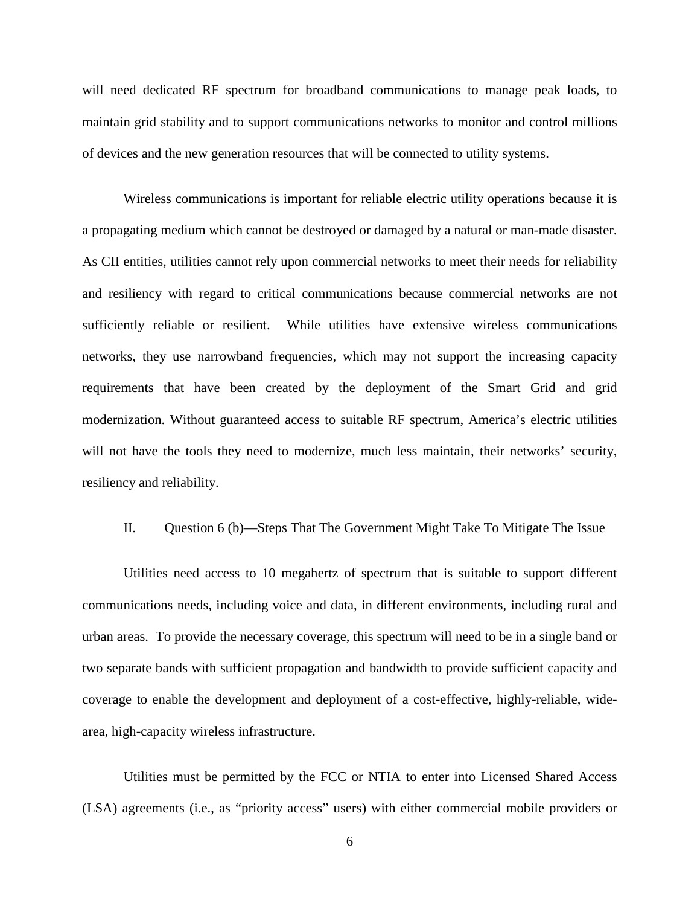will need dedicated RF spectrum for broadband communications to manage peak loads, to maintain grid stability and to support communications networks to monitor and control millions of devices and the new generation resources that will be connected to utility systems.

Wireless communications is important for reliable electric utility operations because it is a propagating medium which cannot be destroyed or damaged by a natural or man-made disaster. As CII entities, utilities cannot rely upon commercial networks to meet their needs for reliability and resiliency with regard to critical communications because commercial networks are not sufficiently reliable or resilient. While utilities have extensive wireless communications networks, they use narrowband frequencies, which may not support the increasing capacity requirements that have been created by the deployment of the Smart Grid and grid modernization. Without guaranteed access to suitable RF spectrum, America's electric utilities will not have the tools they need to modernize, much less maintain, their networks' security, resiliency and reliability.

## II. Question 6 (b)—Steps That The Government Might Take To Mitigate The Issue

Utilities need access to 10 megahertz of spectrum that is suitable to support different communications needs, including voice and data, in different environments, including rural and urban areas. To provide the necessary coverage, this spectrum will need to be in a single band or two separate bands with sufficient propagation and bandwidth to provide sufficient capacity and coverage to enable the development and deployment of a cost-effective, highly-reliable, wide-area, high-capacity wireless infrastructure.

Utilities must be permitted by the FCC or NTIA to enter into Licensed Shared Access (LSA) agreements (i.e., as "priority access" users) with either commercial mobile providers or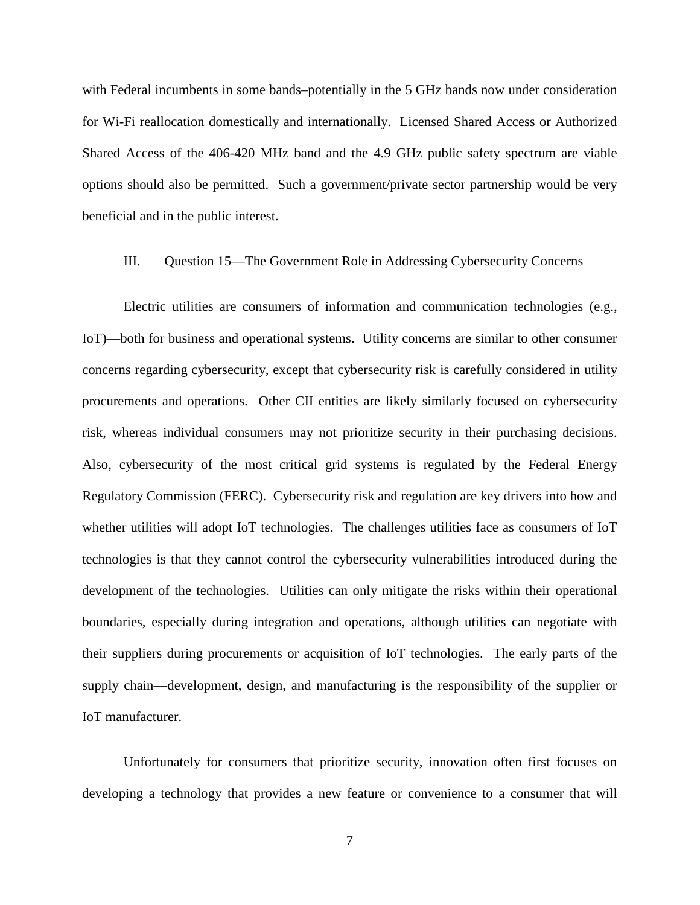with Federal incumbents in some bands–potentially in the 5 GHz bands now under consideration for Wi-Fi reallocation domestically and internationally. Licensed Shared Access or Authorized Shared Access of the 406-420 MHz band and the 4.9 GHz public safety spectrum are viable options should also be permitted. Such a government/private sector partnership would be very beneficial and in the public interest.

## III. Question 15—The Government Role in Addressing Cybersecurity Concerns

Electric utilities are consumers of information and communication technologies (e.g., IoT)—both for business and operational systems. Utility concerns are similar to other consumer concerns regarding cybersecurity, except that cybersecurity risk is carefully considered in utility procurements and operations. Other CII entities are likely similarly focused on cybersecurity risk, whereas individual consumers may not prioritize security in their purchasing decisions. Also, cybersecurity of the most critical grid systems is regulated by the Federal Energy Regulatory Commission (FERC). Cybersecurity risk and regulation are key drivers into how and whether utilities will adopt IoT technologies. The challenges utilities face as consumers of IoT technologies is that they cannot control the cybersecurity vulnerabilities introduced during the development of the technologies. Utilities can only mitigate the risks within their operational boundaries, especially during integration and operations, although utilities can negotiate with their suppliers during procurements or acquisition of IoT technologies. The early parts of the supply chain—development, design, and manufacturing is the responsibility of the supplier or IoT manufacturer.

Unfortunately for consumers that prioritize security, innovation often first focuses on developing a technology that provides a new feature or convenience to a consumer that will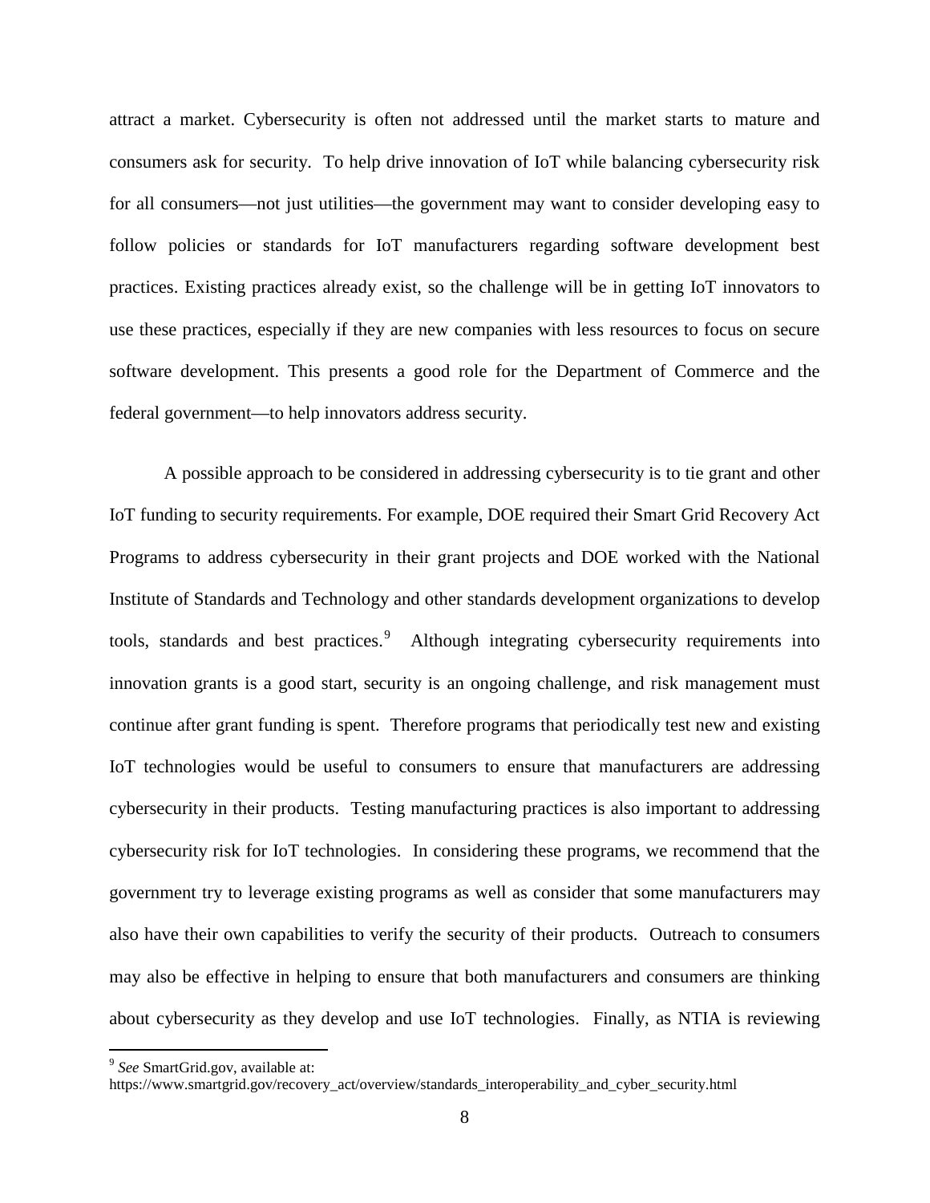attract a market. Cybersecurity is often not addressed until the market starts to mature and consumers ask for security. To help drive innovation of IoT while balancing cybersecurity risk for all consumers—not just utilities—the government may want to consider developing easy to follow policies or standards for IoT manufacturers regarding software development best practices. Existing practices already exist, so the challenge will be in getting IoT innovators to use these practices, especially if they are new companies with less resources to focus on secure software development. This presents a good role for the Department of Commerce and the federal government—to help innovators address security.

A possible approach to be considered in addressing cybersecurity is to tie grant and other IoT funding to security requirements. For example, DOE required their Smart Grid Recovery Act Programs to address cybersecurity in their grant projects and DOE worked with the National Institute of Standards and Technology and other standards development organizations to develop tools, standards and best practices.[9] Although integrating cybersecurity requirements into innovation grants is a good start, security is an ongoing challenge, and risk management must continue after grant funding is spent. Therefore programs that periodically test new and existing IoT technologies would be useful to consumers to ensure that manufacturers are addressing cybersecurity in their products. Testing manufacturing practices is also important to addressing cybersecurity risk for IoT technologies. In considering these programs, we recommend that the government try to leverage existing programs as well as consider that some manufacturers may also have their own capabilities to verify the security of their products. Outreach to consumers may also be effective in helping to ensure that both manufacturers and consumers are thinking about cybersecurity as they develop and use IoT technologies. Finally, as NTIA is reviewing

[9] *See* SmartGrid.gov, available at: https://www.smartgrid.gov/recovery_act/overview/standards_interoperability_and_cyber_security.html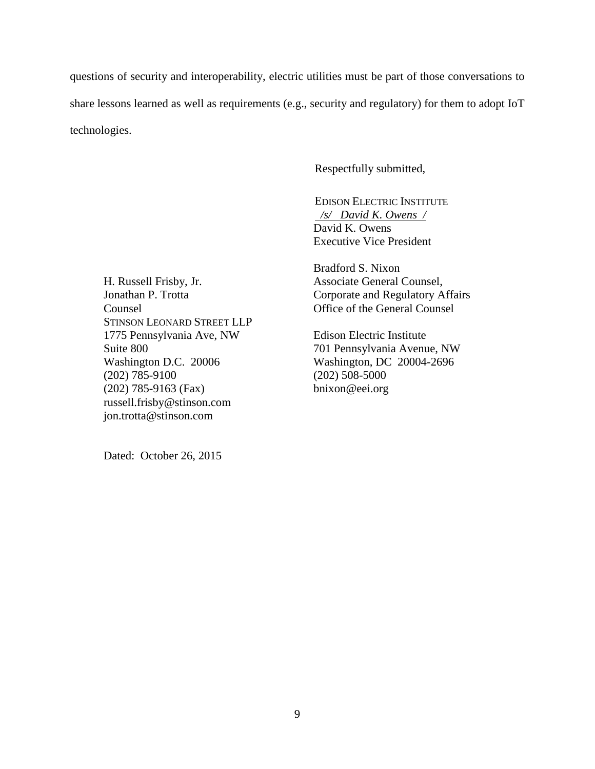questions of security and interoperability, electric utilities must be part of those conversations to share lessons learned as well as requirements (e.g., security and regulatory) for them to adopt IoT technologies.

Respectfully submitted,

EDISON ELECTRIC INSTITUTE
*/s/ David K. Owens /*
David K. Owens
Executive Vice President

Bradford S. Nixon
Associate General Counsel,
Corporate and Regulatory Affairs
Office of the General Counsel

Edison Electric Institute
701 Pennsylvania Avenue, NW
Washington, DC 20004-2696
(202) 508-5000
bnixon@eei.org

H. Russell Frisby, Jr.
Jonathan P. Trotta
Counsel
STINSON LEONARD STREET LLP
1775 Pennsylvania Ave, NW
Suite 800
Washington D.C. 20006
(202) 785-9100
(202) 785-9163 (Fax)
russell.frisby@stinson.com
jon.trotta@stinson.com

Dated: October 26, 2015